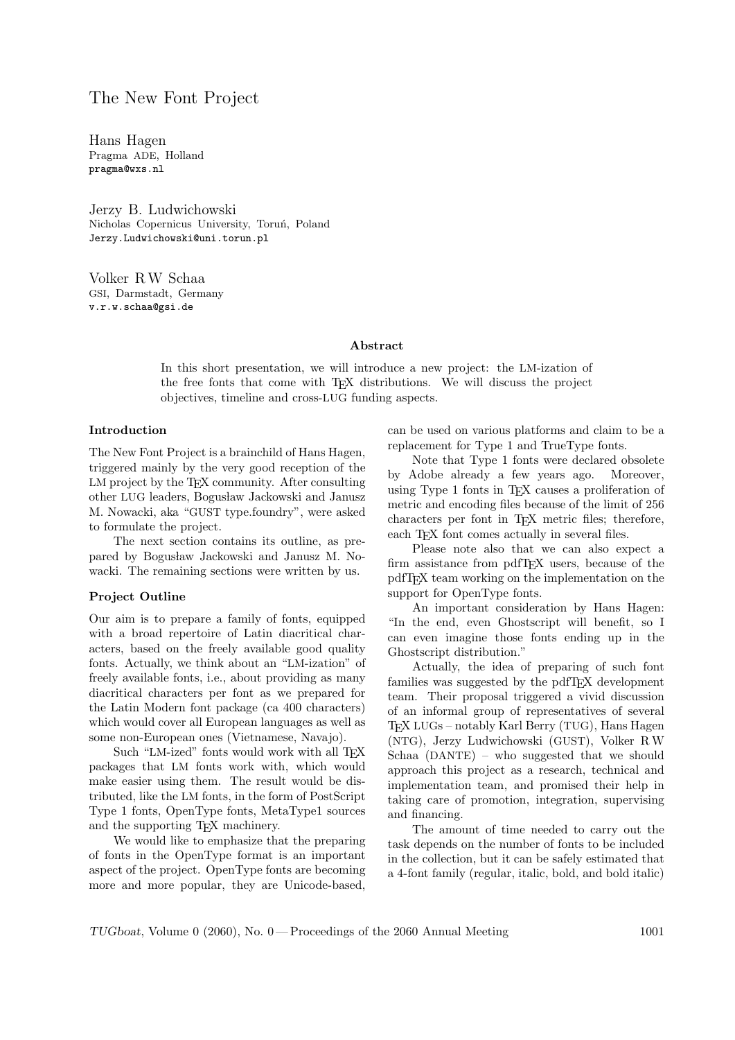# The New Font Project

Hans Hagen
Pragma ADE, Holland
pragma@wxs.nl

Jerzy B. Ludwichowski
Nicholas Copernicus University, Toruń, Poland
Jerzy.Ludwichowski@uni.torun.pl

Volker R.W Schaa
GSI, Darmstadt, Germany
v.r.w.schaa@gsi.de

### Abstract

In this short presentation, we will introduce a new project: the LM-ization of the free fonts that come with TEX distributions. We will discuss the project objectives, timeline and cross-LUG funding aspects.

## Introduction

The New Font Project is a brainchild of Hans Hagen, triggered mainly by the very good reception of the LM project by the TEX community. After consulting other LUG leaders, Bogusław Jackowski and Janusz M. Nowacki, aka "GUST type.foundry", were asked to formulate the project.

The next section contains its outline, as prepared by Bogusław Jackowski and Janusz M. Nowacki. The remaining sections were written by us.

## Project Outline

Our aim is to prepare a family of fonts, equipped with a broad repertoire of Latin diacritical characters, based on the freely available good quality fonts. Actually, we think about an "LM-ization" of freely available fonts, i.e., about providing as many diacritical characters per font as we prepared for the Latin Modern font package (ca 400 characters) which would cover all European languages as well as some non-European ones (Vietnamese, Navajo).

Such "LM-ized" fonts would work with all TEX packages that LM fonts work with, which would make easier using them. The result would be distributed, like the LM fonts, in the form of PostScript Type 1 fonts, OpenType fonts, MetaType1 sources and the supporting TEX machinery.

We would like to emphasize that the preparing of fonts in the OpenType format is an important aspect of the project. OpenType fonts are becoming more and more popular, they are Unicode-based, can be used on various platforms and claim to be a replacement for Type 1 and TrueType fonts.

Note that Type 1 fonts were declared obsolete by Adobe already a few years ago. Moreover, using Type 1 fonts in TEX causes a proliferation of metric and encoding files because of the limit of 256 characters per font in TEX metric files; therefore, each TEX font comes actually in several files.

Please note also that we can also expect a firm assistance from pdfTEX users, because of the pdfTEX team working on the implementation on the support for OpenType fonts.

An important consideration by Hans Hagen: "In the end, even Ghostscript will benefit, so I can even imagine those fonts ending up in the Ghostscript distribution."

Actually, the idea of preparing of such font families was suggested by the pdfTEX development team. Their proposal triggered a vivid discussion of an informal group of representatives of several TEX LUGs – notably Karl Berry (TUG), Hans Hagen (NTG), Jerzy Ludwichowski (GUST), Volker R.W Schaa (DANTE) – who suggested that we should approach this project as a research, technical and implementation team, and promised their help in taking care of promotion, integration, supervising and financing.

The amount of time needed to carry out the task depends on the number of fonts to be included in the collection, but it can be safely estimated that a 4-font family (regular, italic, bold, and bold italic)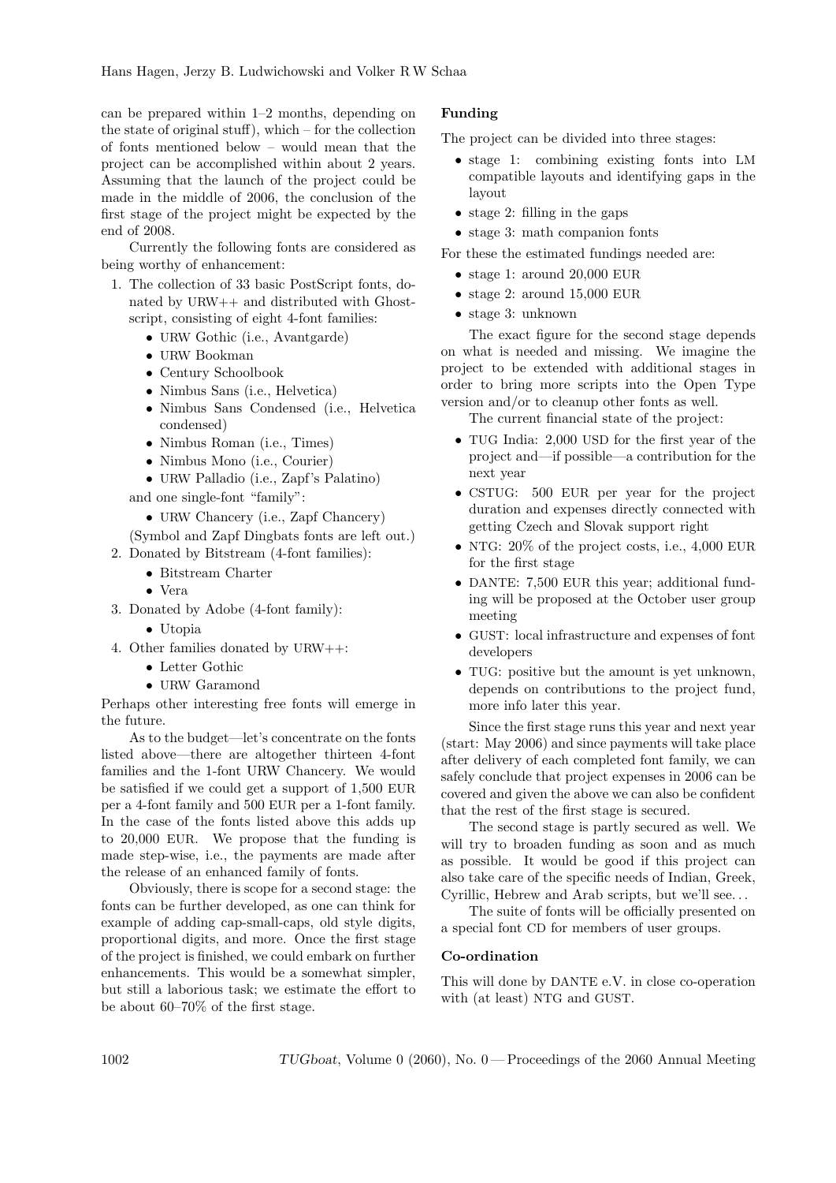can be prepared within 1–2 months, depending on the state of original stuff), which – for the collection of fonts mentioned below – would mean that the project can be accomplished within about 2 years. Assuming that the launch of the project could be made in the middle of 2006, the conclusion of the first stage of the project might be expected by the end of 2008.

Currently the following fonts are considered as being worthy of enhancement:

1. The collection of 33 basic PostScript fonts, donated by URW++ and distributed with Ghostscript, consisting of eight 4-font families:
   - URW Gothic (i.e., Avantgarde)
   - URW Bookman
   - Century Schoolbook
   - Nimbus Sans (i.e., Helvetica)
   - Nimbus Sans Condensed (i.e., Helvetica condensed)
   - Nimbus Roman (i.e., Times)
   - Nimbus Mono (i.e., Courier)
   - URW Palladio (i.e., Zapf's Palatino)

   and one single-font "family":
   - URW Chancery (i.e., Zapf Chancery)

   (Symbol and Zapf Dingbats fonts are left out.)
2. Donated by Bitstream (4-font families):
   - Bitstream Charter
   - Vera
3. Donated by Adobe (4-font family):
   - Utopia
4. Other families donated by URW++:
   - Letter Gothic
   - URW Garamond

Perhaps other interesting free fonts will emerge in the future.

As to the budget—let's concentrate on the fonts listed above—there are altogether thirteen 4-font families and the 1-font URW Chancery. We would be satisfied if we could get a support of 1,500 EUR per a 4-font family and 500 EUR per a 1-font family. In the case of the fonts listed above this adds up to 20,000 EUR. We propose that the funding is made step-wise, i.e., the payments are made after the release of an enhanced family of fonts.

Obviously, there is scope for a second stage: the fonts can be further developed, as one can think for example of adding cap-small-caps, old style digits, proportional digits, and more. Once the first stage of the project is finished, we could embark on further enhancements. This would be a somewhat simpler, but still a laborious task; we estimate the effort to be about 60–70% of the first stage.

### Funding

The project can be divided into three stages:

- stage 1: combining existing fonts into LM compatible layouts and identifying gaps in the layout
- stage 2: filling in the gaps
- stage 3: math companion fonts

For these the estimated fundings needed are:

- stage 1: around 20,000 EUR
- stage 2: around 15,000 EUR
- stage 3: unknown

The exact figure for the second stage depends on what is needed and missing. We imagine the project to be extended with additional stages in order to bring more scripts into the Open Type version and/or to cleanup other fonts as well.

The current financial state of the project:

- TUG India: 2,000 USD for the first year of the project and—if possible—a contribution for the next year
- CSTUG: 500 EUR per year for the project duration and expenses directly connected with getting Czech and Slovak support right
- NTG: 20% of the project costs, i.e., 4,000 EUR for the first stage
- DANTE: 7,500 EUR this year; additional funding will be proposed at the October user group meeting
- GUST: local infrastructure and expenses of font developers
- TUG: positive but the amount is yet unknown, depends on contributions to the project fund, more info later this year.

Since the first stage runs this year and next year (start: May 2006) and since payments will take place after delivery of each completed font family, we can safely conclude that project expenses in 2006 can be covered and given the above we can also be confident that the rest of the first stage is secured.

The second stage is partly secured as well. We will try to broaden funding as soon and as much as possible. It would be good if this project can also take care of the specific needs of Indian, Greek, Cyrillic, Hebrew and Arab scripts, but we'll see...

The suite of fonts will be officially presented on a special font CD for members of user groups.

### Co-ordination

This will done by DANTE e.V. in close co-operation with (at least) NTG and GUST.